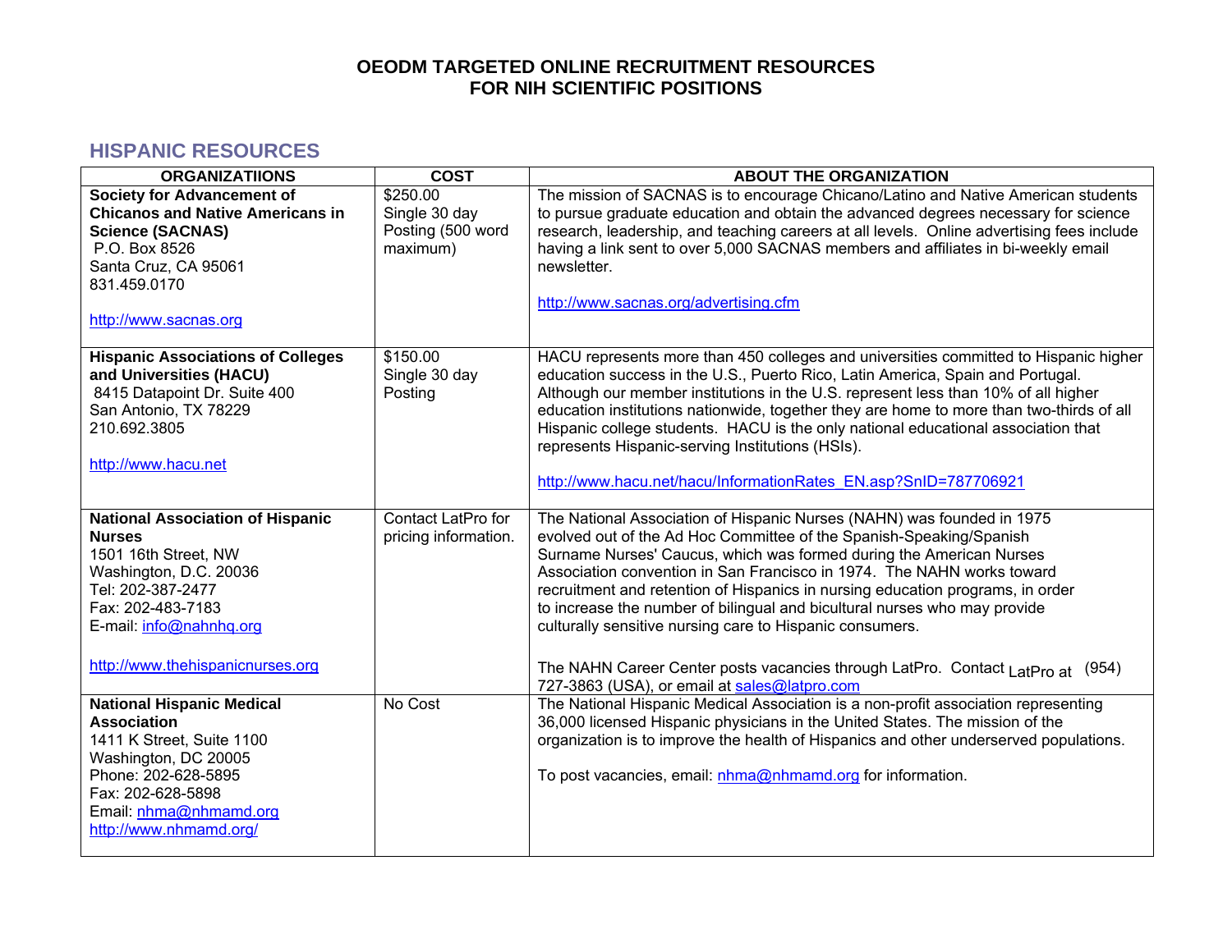# OEODM TARGETED ONLINE RECRUITMENT RESOURCES FOR NIH SCIENTIFIC POSITIONS

## HISPANIC RESOURCES

| ORGANIZATIIONS | COST | ABOUT THE ORGANIZATION |
|---|---|---|
| **Society for Advancement of Chicanos and Native Americans in Science (SACNAS)**<br>P.O. Box 8526<br>Santa Cruz, CA 95061<br>831.459.0170<br><br>http://www.sacnas.org | $250.00<br>Single 30 day Posting (500 word maximum) | The mission of SACNAS is to encourage Chicano/Latino and Native American students to pursue graduate education and obtain the advanced degrees necessary for science research, leadership, and teaching careers at all levels. Online advertising fees include having a link sent to over 5,000 SACNAS members and affiliates in bi-weekly email newsletter.<br><br>http://www.sacnas.org/advertising.cfm |
| **Hispanic Associations of Colleges and Universities (HACU)**<br>8415 Datapoint Dr. Suite 400<br>San Antonio, TX 78229<br>210.692.3805<br><br>http://www.hacu.net | $150.00<br>Single 30 day Posting | HACU represents more than 450 colleges and universities committed to Hispanic higher education success in the U.S., Puerto Rico, Latin America, Spain and Portugal. Although our member institutions in the U.S. represent less than 10% of all higher education institutions nationwide, together they are home to more than two-thirds of all Hispanic college students. HACU is the only national educational association that represents Hispanic-serving Institutions (HSIs).<br><br>http://www.hacu.net/hacu/InformationRates_EN.asp?SnID=787706921 |
| **National Association of Hispanic Nurses**<br>1501 16th Street, NW<br>Washington, D.C. 20036<br>Tel: 202-387-2477<br>Fax: 202-483-7183<br>E-mail: info@nahnhq.org<br><br>http://www.thehispanicnurses.org | Contact LatPro for pricing information. | The National Association of Hispanic Nurses (NAHN) was founded in 1975 evolved out of the Ad Hoc Committee of the Spanish-Speaking/Spanish Surname Nurses' Caucus, which was formed during the American Nurses Association convention in San Francisco in 1974. The NAHN works toward recruitment and retention of Hispanics in nursing education programs, in order to increase the number of bilingual and bicultural nurses who may provide culturally sensitive nursing care to Hispanic consumers.<br><br>The NAHN Career Center posts vacancies through LatPro. Contact LatPro at (954) 727-3863 (USA), or email at sales@latpro.com |
| **National Hispanic Medical Association**<br>1411 K Street, Suite 1100<br>Washington, DC 20005<br>Phone: 202-628-5895<br>Fax: 202-628-5898<br>Email: nhma@nhmamd.org<br>http://www.nhmamd.org/ | No Cost | The National Hispanic Medical Association is a non-profit association representing 36,000 licensed Hispanic physicians in the United States. The mission of the organization is to improve the health of Hispanics and other underserved populations.<br><br>To post vacancies, email: nhma@nhmamd.org for information. |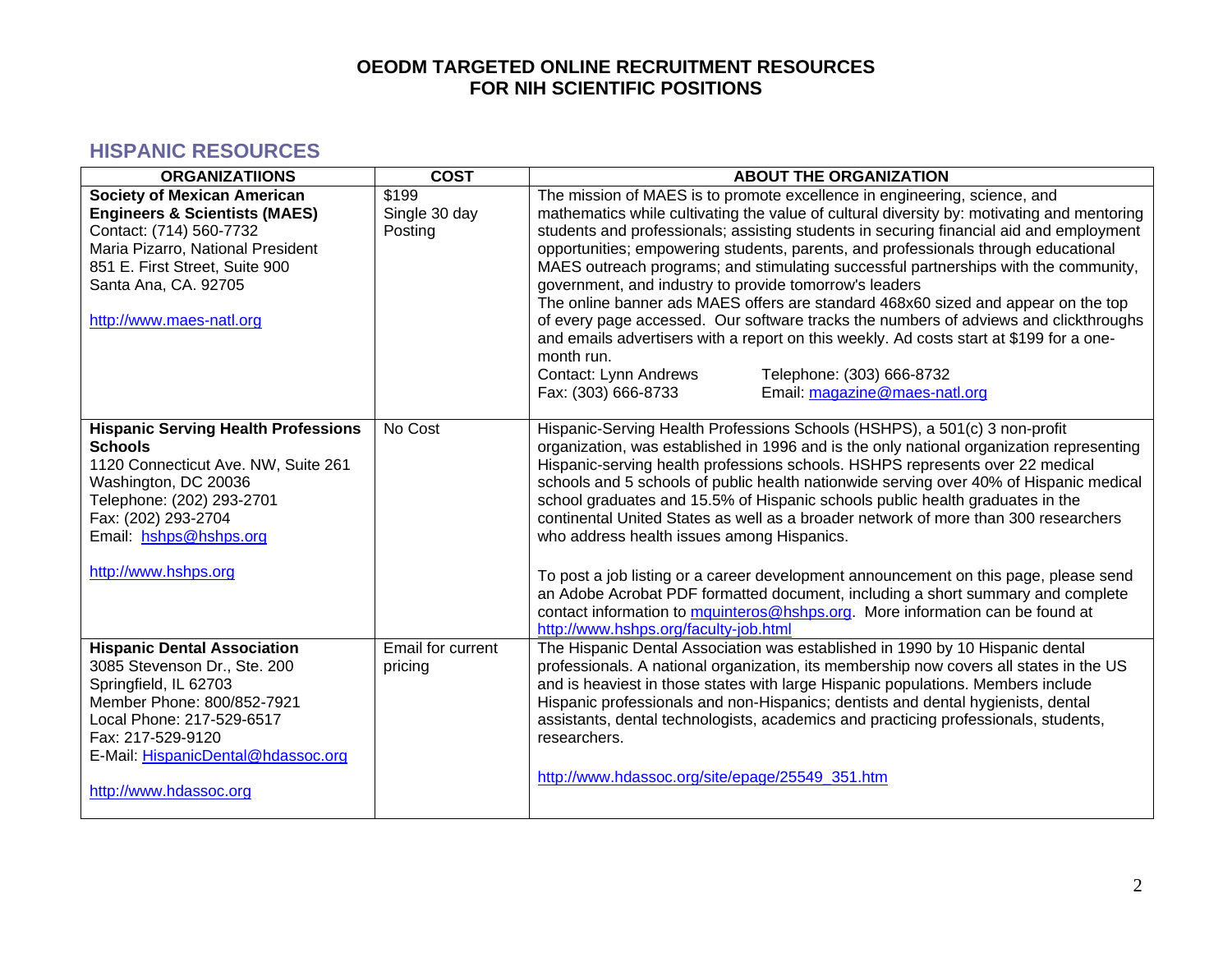# OEODM TARGETED ONLINE RECRUITMENT RESOURCES FOR NIH SCIENTIFIC POSITIONS

## HISPANIC RESOURCES

| ORGANIZATIIONS | COST | ABOUT THE ORGANIZATION |
|---|---|---|
| **Society of Mexican American Engineers & Scientists (MAES)**<br>Contact: (714) 560-7732<br>Maria Pizarro, National President<br>851 E. First Street, Suite 900<br>Santa Ana, CA. 92705<br><br>http://www.maes-natl.org | $199<br>Single 30 day Posting | The mission of MAES is to promote excellence in engineering, science, and mathematics while cultivating the value of cultural diversity by: motivating and mentoring students and professionals; assisting students in securing financial aid and employment opportunities; empowering students, parents, and professionals through educational MAES outreach programs; and stimulating successful partnerships with the community, government, and industry to provide tomorrow's leaders<br>The online banner ads MAES offers are standard 468x60 sized and appear on the top of every page accessed. Our software tracks the numbers of adviews and clickthroughs and emails advertisers with a report on this weekly. Ad costs start at $199 for a one-month run.<br>Contact: Lynn Andrews Telephone: (303) 666-8732<br>Fax: (303) 666-8733 Email: magazine@maes-natl.org |
| **Hispanic Serving Health Professions Schools**<br>1120 Connecticut Ave. NW, Suite 261<br>Washington, DC 20036<br>Telephone: (202) 293-2701<br>Fax: (202) 293-2704<br>Email: hshps@hshps.org<br><br>http://www.hshps.org | No Cost | Hispanic-Serving Health Professions Schools (HSHPS), a 501(c) 3 non-profit organization, was established in 1996 and is the only national organization representing Hispanic-serving health professions schools. HSHPS represents over 22 medical schools and 5 schools of public health nationwide serving over 40% of Hispanic medical school graduates and 15.5% of Hispanic schools public health graduates in the continental United States as well as a broader network of more than 300 researchers who address health issues among Hispanics.<br><br>To post a job listing or a career development announcement on this page, please send an Adobe Acrobat PDF formatted document, including a short summary and complete contact information to mquinteros@hshps.org. More information can be found at http://www.hshps.org/faculty-job.html |
| **Hispanic Dental Association**<br>3085 Stevenson Dr., Ste. 200<br>Springfield, IL 62703<br>Member Phone: 800/852-7921<br>Local Phone: 217-529-6517<br>Fax: 217-529-9120<br>E-Mail: HispanicDental@hdassoc.org<br><br>http://www.hdassoc.org | Email for current pricing | The Hispanic Dental Association was established in 1990 by 10 Hispanic dental professionals. A national organization, its membership now covers all states in the US and is heaviest in those states with large Hispanic populations. Members include Hispanic professionals and non-Hispanics; dentists and dental hygienists, dental assistants, dental technologists, academics and practicing professionals, students, researchers.<br><br>http://www.hdassoc.org/site/epage/25549_351.htm |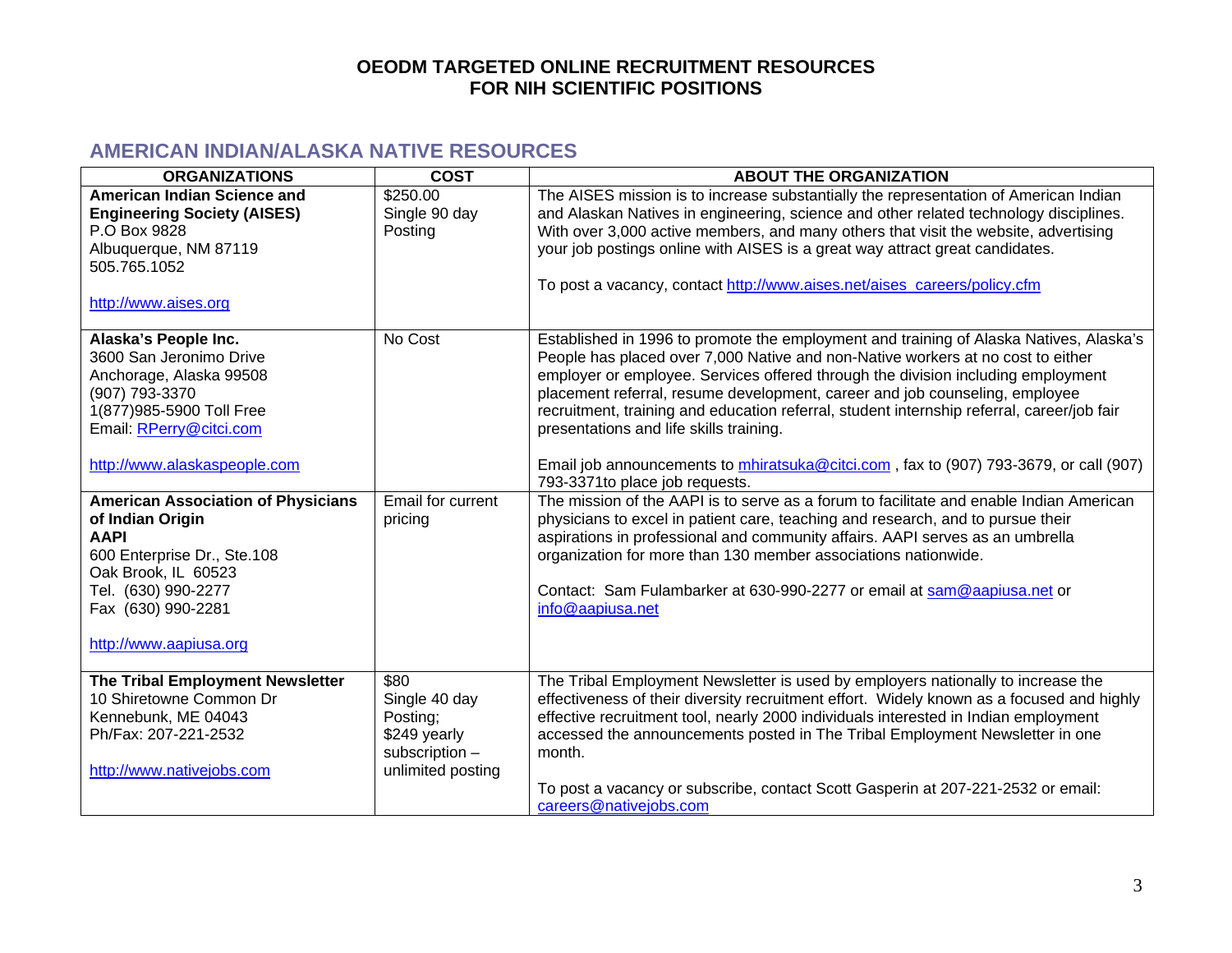# OEODM TARGETED ONLINE RECRUITMENT RESOURCES FOR NIH SCIENTIFIC POSITIONS

## AMERICAN INDIAN/ALASKA NATIVE RESOURCES

| ORGANIZATIONS | COST | ABOUT THE ORGANIZATION |
|---|---|---|
| **American Indian Science and Engineering Society (AISES)**<br>P.O Box 9828<br>Albuquerque, NM 87119<br>505.765.1052<br><br>http://www.aises.org | $250.00<br>Single 90 day Posting | The AISES mission is to increase substantially the representation of American Indian and Alaskan Natives in engineering, science and other related technology disciplines. With over 3,000 active members, and many others that visit the website, advertising your job postings online with AISES is a great way attract great candidates.<br><br>To post a vacancy, contact http://www.aises.net/aises_careers/policy.cfm |
| **Alaska's People Inc.**<br>3600 San Jeronimo Drive<br>Anchorage, Alaska 99508<br>(907) 793-3370<br>1(877)985-5900 Toll Free<br>Email: RPerry@citci.com<br><br>http://www.alaskaspeople.com | No Cost | Established in 1996 to promote the employment and training of Alaska Natives, Alaska's People has placed over 7,000 Native and non-Native workers at no cost to either employer or employee. Services offered through the division including employment placement referral, resume development, career and job counseling, employee recruitment, training and education referral, student internship referral, career/job fair presentations and life skills training.<br><br>Email job announcements to mhiratsuka@citci.com , fax to (907) 793-3679, or call (907) 793-3371to place job requests. |
| **American Association of Physicians of Indian Origin**<br>**AAPI**<br>600 Enterprise Dr., Ste.108<br>Oak Brook, IL 60523<br>Tel. (630) 990-2277<br>Fax (630) 990-2281<br><br>http://www.aapiusa.org | Email for current pricing | The mission of the AAPI is to serve as a forum to facilitate and enable Indian American physicians to excel in patient care, teaching and research, and to pursue their aspirations in professional and community affairs. AAPI serves as an umbrella organization for more than 130 member associations nationwide.<br><br>Contact: Sam Fulambarker at 630-990-2277 or email at sam@aapiusa.net or info@aapiusa.net |
| **The Tribal Employment Newsletter**<br>10 Shiretowne Common Dr<br>Kennebunk, ME 04043<br>Ph/Fax: 207-221-2532<br><br>http://www.nativejobs.com | $80<br>Single 40 day Posting;<br>$249 yearly subscription – unlimited posting | The Tribal Employment Newsletter is used by employers nationally to increase the effectiveness of their diversity recruitment effort. Widely known as a focused and highly effective recruitment tool, nearly 2000 individuals interested in Indian employment accessed the announcements posted in The Tribal Employment Newsletter in one month.<br><br>To post a vacancy or subscribe, contact Scott Gasperin at 207-221-2532 or email: careers@nativejobs.com |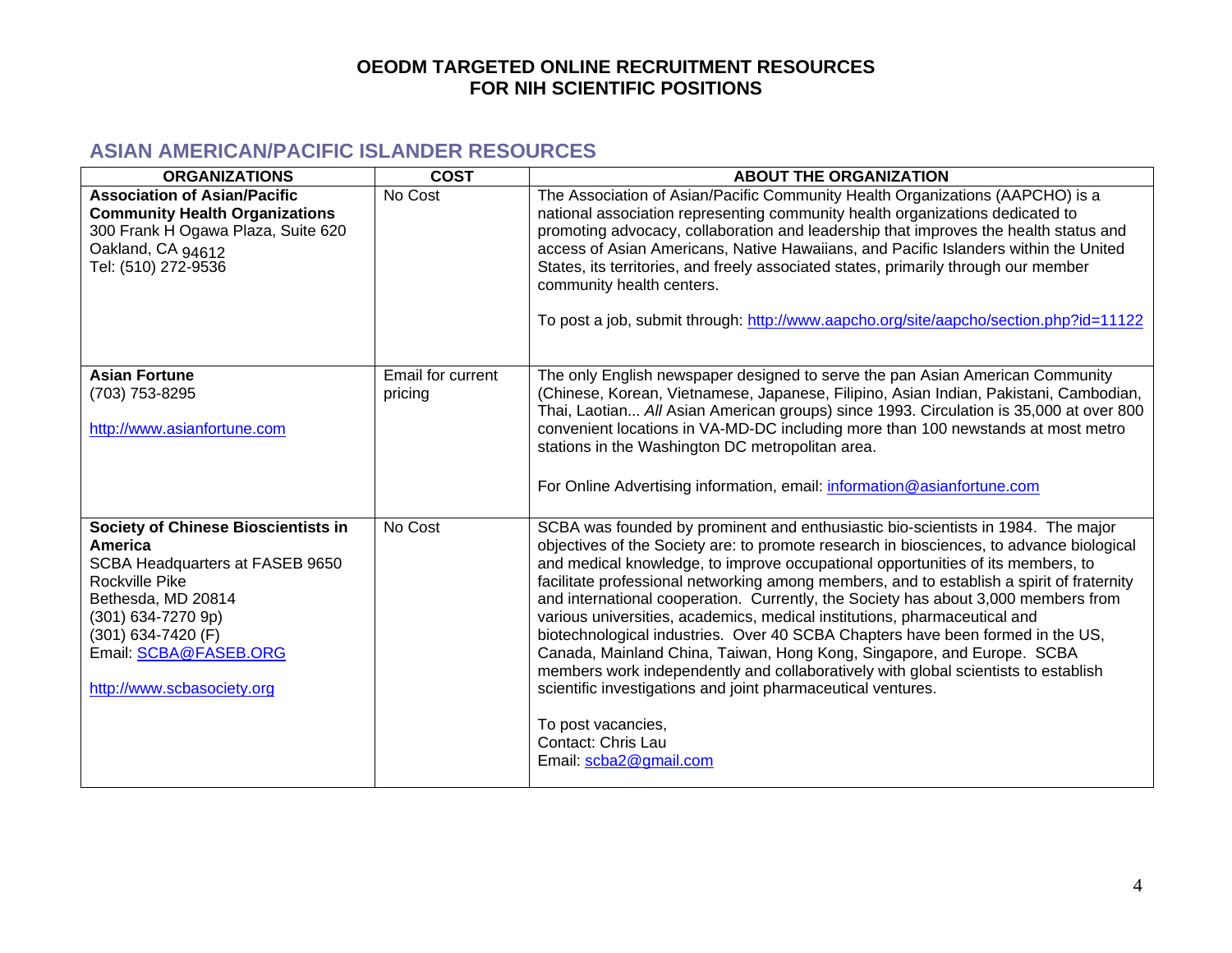# OEODM TARGETED ONLINE RECRUITMENT RESOURCES FOR NIH SCIENTIFIC POSITIONS

## ASIAN AMERICAN/PACIFIC ISLANDER RESOURCES

| ORGANIZATIONS | COST | ABOUT THE ORGANIZATION |
|---|---|---|
| **Association of Asian/Pacific Community Health Organizations**<br>300 Frank H Ogawa Plaza, Suite 620<br>Oakland, CA 94612<br>Tel: (510) 272-9536 | No Cost | The Association of Asian/Pacific Community Health Organizations (AAPCHO) is a national association representing community health organizations dedicated to promoting advocacy, collaboration and leadership that improves the health status and access of Asian Americans, Native Hawaiians, and Pacific Islanders within the United States, its territories, and freely associated states, primarily through our member community health centers.<br><br>To post a job, submit through: http://www.aapcho.org/site/aapcho/section.php?id=11122 |
| **Asian Fortune**<br>(703) 753-8295<br><br>http://www.asianfortune.com | Email for current pricing | The only English newspaper designed to serve the pan Asian American Community (Chinese, Korean, Vietnamese, Japanese, Filipino, Asian Indian, Pakistani, Cambodian, Thai, Laotian... *All* Asian American groups) since 1993. Circulation is 35,000 at over 800 convenient locations in VA-MD-DC including more than 100 newstands at most metro stations in the Washington DC metropolitan area.<br><br>For Online Advertising information, email: information@asianfortune.com |
| **Society of Chinese Bioscientists in America**<br>SCBA Headquarters at FASEB 9650 Rockville Pike<br>Bethesda, MD 20814<br>(301) 634-7270 9p)<br>(301) 634-7420 (F)<br>Email: SCBA@FASEB.ORG<br><br>http://www.scbasociety.org | No Cost | SCBA was founded by prominent and enthusiastic bio-scientists in 1984. The major objectives of the Society are: to promote research in biosciences, to advance biological and medical knowledge, to improve occupational opportunities of its members, to facilitate professional networking among members, and to establish a spirit of fraternity and international cooperation. Currently, the Society has about 3,000 members from various universities, academics, medical institutions, pharmaceutical and biotechnological industries. Over 40 SCBA Chapters have been formed in the US, Canada, Mainland China, Taiwan, Hong Kong, Singapore, and Europe. SCBA members work independently and collaboratively with global scientists to establish scientific investigations and joint pharmaceutical ventures.<br><br>To post vacancies,<br>Contact: Chris Lau<br>Email: scba2@gmail.com |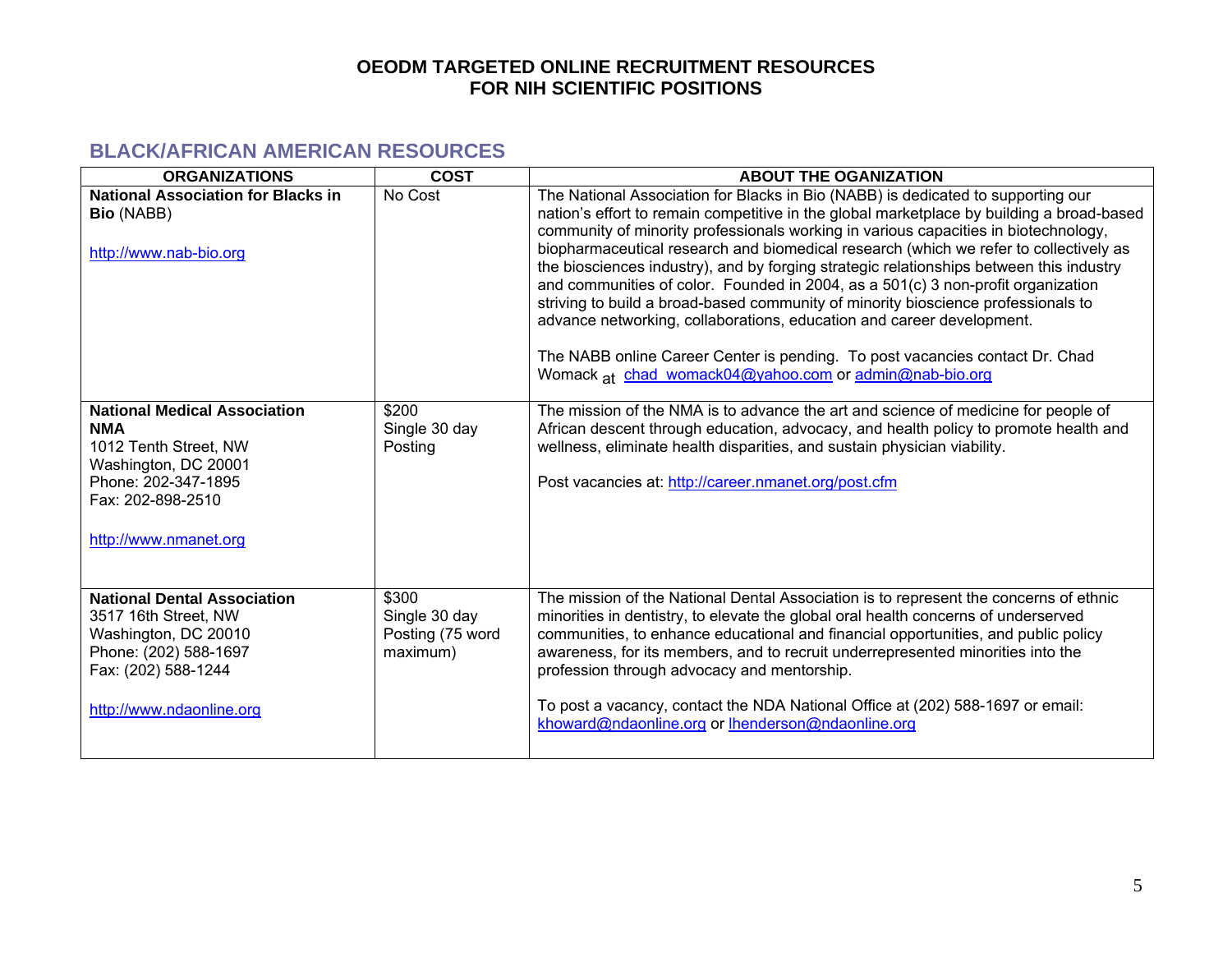# OEODM TARGETED ONLINE RECRUITMENT RESOURCES FOR NIH SCIENTIFIC POSITIONS

## BLACK/AFRICAN AMERICAN RESOURCES

| ORGANIZATIONS | COST | ABOUT THE OGANIZATION |
|---|---|---|
| **National Association for Blacks in Bio** (NABB)<br><br>http://www.nab-bio.org | No Cost | The National Association for Blacks in Bio (NABB) is dedicated to supporting our nation's effort to remain competitive in the global marketplace by building a broad-based community of minority professionals working in various capacities in biotechnology, biopharmaceutical research and biomedical research (which we refer to collectively as the biosciences industry), and by forging strategic relationships between this industry and communities of color. Founded in 2004, as a 501(c) 3 non-profit organization striving to build a broad-based community of minority bioscience professionals to advance networking, collaborations, education and career development.<br><br>The NABB online Career Center is pending. To post vacancies contact Dr. Chad Womack at chad_womack04@yahoo.com or admin@nab-bio.org |
| **National Medical Association NMA**<br>1012 Tenth Street, NW<br>Washington, DC 20001<br>Phone: 202-347-1895<br>Fax: 202-898-2510<br><br>http://www.nmanet.org | $200<br>Single 30 day Posting | The mission of the NMA is to advance the art and science of medicine for people of African descent through education, advocacy, and health policy to promote health and wellness, eliminate health disparities, and sustain physician viability.<br><br>Post vacancies at: http://career.nmanet.org/post.cfm |
| **National Dental Association**<br>3517 16th Street, NW<br>Washington, DC 20010<br>Phone: (202) 588-1697<br>Fax: (202) 588-1244<br><br>http://www.ndaonline.org | $300<br>Single 30 day Posting (75 word maximum) | The mission of the National Dental Association is to represent the concerns of ethnic minorities in dentistry, to elevate the global oral health concerns of underserved communities, to enhance educational and financial opportunities, and public policy awareness, for its members, and to recruit underrepresented minorities into the profession through advocacy and mentorship.<br><br>To post a vacancy, contact the NDA National Office at (202) 588-1697 or email: khoward@ndaonline.org or lhenderson@ndaonline.org |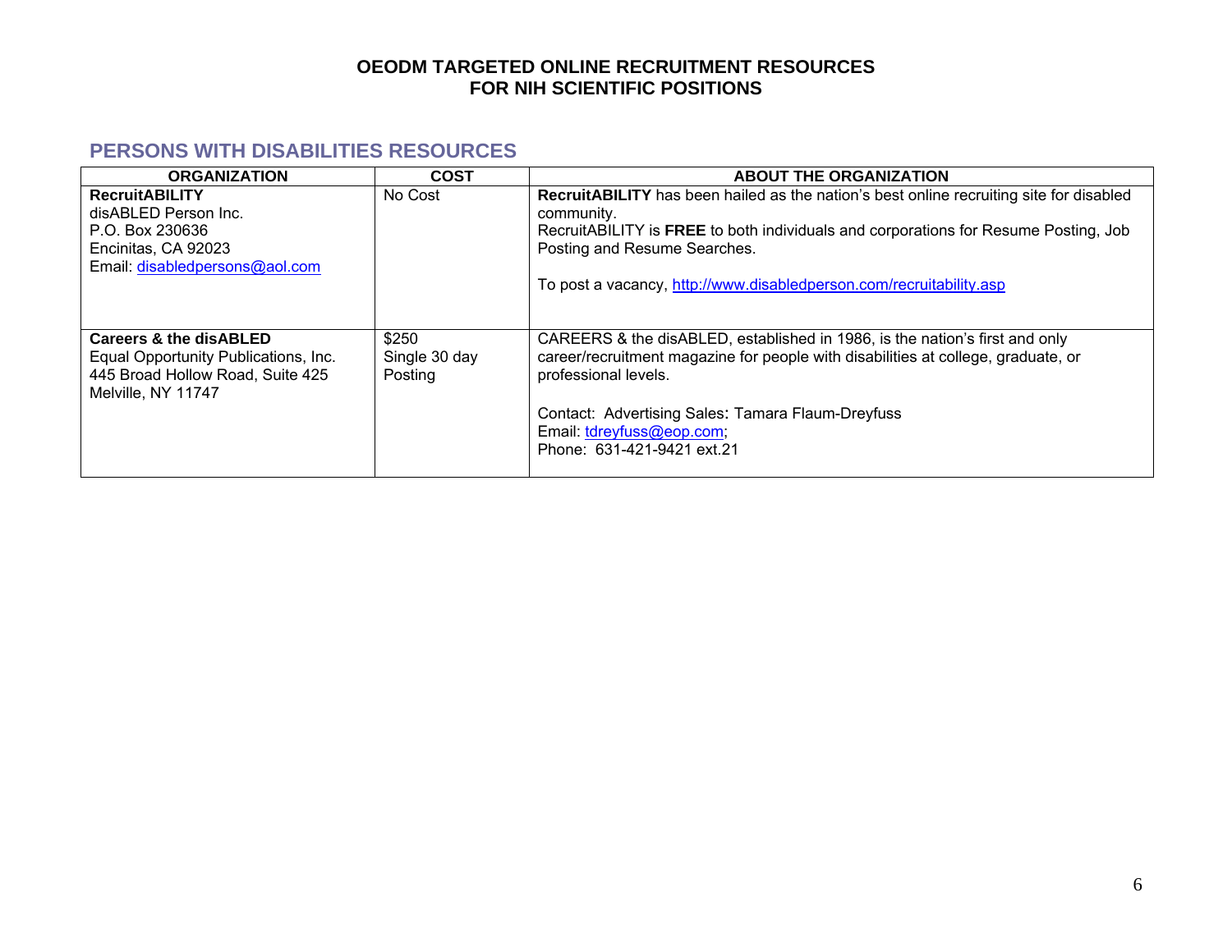# OEODM TARGETED ONLINE RECRUITMENT RESOURCES FOR NIH SCIENTIFIC POSITIONS

## PERSONS WITH DISABILITIES RESOURCES

| ORGANIZATION | COST | ABOUT THE ORGANIZATION |
|---|---|---|
| **RecruitABILITY**<br>disABLED Person Inc.<br>P.O. Box 230636<br>Encinitas, CA 92023<br>Email: disabledpersons@aol.com | No Cost | **RecruitABILITY** has been hailed as the nation's best online recruiting site for disabled community.<br>RecruitABILITY is **FREE** to both individuals and corporations for Resume Posting, Job Posting and Resume Searches.<br><br>To post a vacancy, http://www.disabledperson.com/recruitability.asp |
| **Careers & the disABLED**<br>Equal Opportunity Publications, Inc.<br>445 Broad Hollow Road, Suite 425<br>Melville, NY 11747 | $250<br>Single 30 day Posting | CAREERS & the disABLED, established in 1986, is the nation's first and only career/recruitment magazine for people with disabilities at college, graduate, or professional levels.<br><br>Contact: Advertising Sales**:** Tamara Flaum-Dreyfuss<br>Email: tdreyfuss@eop.com;<br>Phone: 631-421-9421 ext.21 |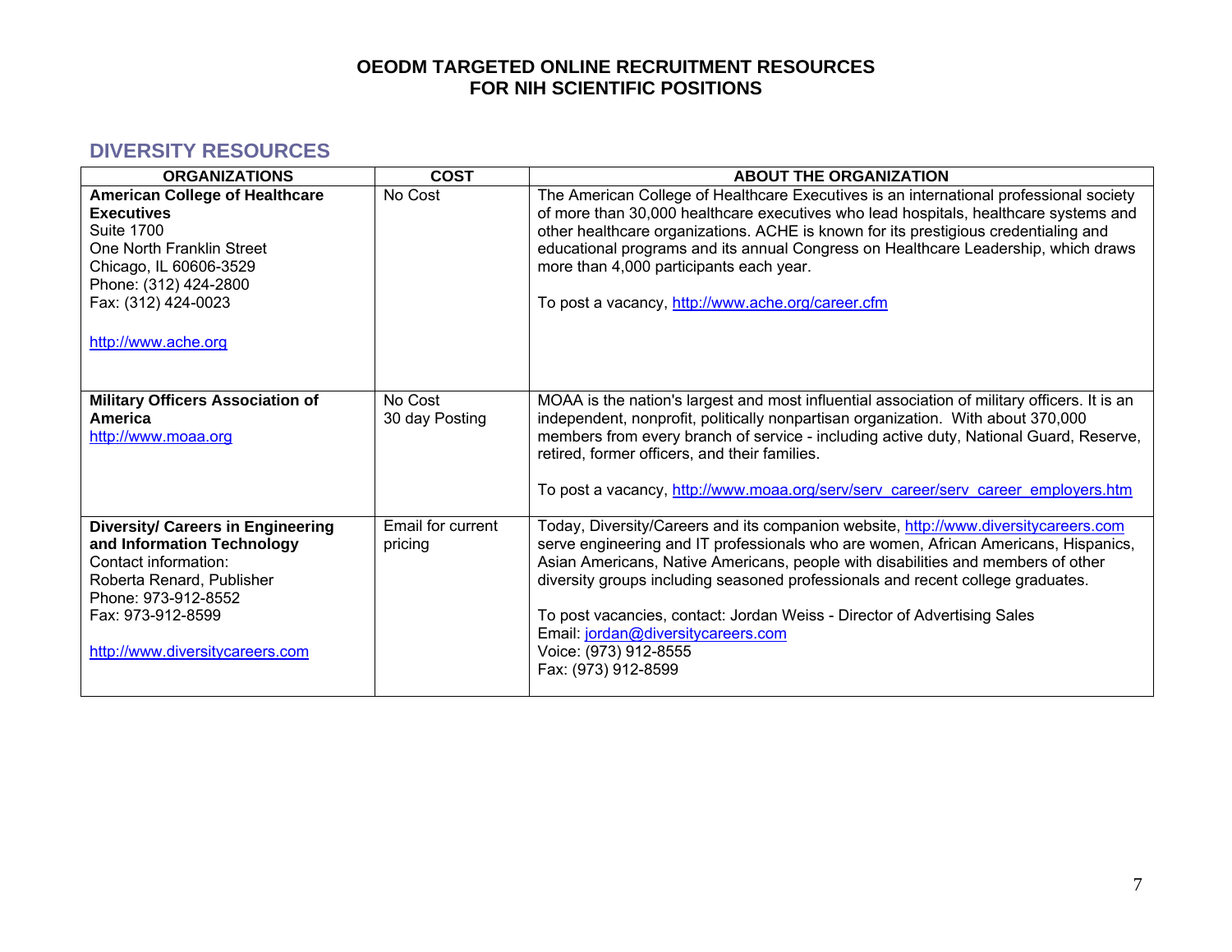# OEODM TARGETED ONLINE RECRUITMENT RESOURCES FOR NIH SCIENTIFIC POSITIONS

## DIVERSITY RESOURCES

| ORGANIZATIONS | COST | ABOUT THE ORGANIZATION |
|---|---|---|
| **American College of Healthcare Executives**<br>Suite 1700<br>One North Franklin Street<br>Chicago, IL 60606-3529<br>Phone: (312) 424-2800<br>Fax: (312) 424-0023<br><br>http://www.ache.org | No Cost | The American College of Healthcare Executives is an international professional society of more than 30,000 healthcare executives who lead hospitals, healthcare systems and other healthcare organizations. ACHE is known for its prestigious credentialing and educational programs and its annual Congress on Healthcare Leadership, which draws more than 4,000 participants each year.<br><br>To post a vacancy, http://www.ache.org/career.cfm |
| **Military Officers Association of America**<br>http://www.moaa.org | No Cost<br>30 day Posting | MOAA is the nation's largest and most influential association of military officers. It is an independent, nonprofit, politically nonpartisan organization. With about 370,000 members from every branch of service - including active duty, National Guard, Reserve, retired, former officers, and their families.<br><br>To post a vacancy, http://www.moaa.org/serv/serv_career/serv_career_employers.htm |
| **Diversity/ Careers in Engineering and Information Technology**<br>Contact information:<br>Roberta Renard, Publisher<br>Phone: 973-912-8552<br>Fax: 973-912-8599<br><br>http://www.diversitycareers.com | Email for current pricing | Today, Diversity/Careers and its companion website, http://www.diversitycareers.com serve engineering and IT professionals who are women, African Americans, Hispanics, Asian Americans, Native Americans, people with disabilities and members of other diversity groups including seasoned professionals and recent college graduates.<br><br>To post vacancies, contact: Jordan Weiss - Director of Advertising Sales<br>Email: jordan@diversitycareers.com<br>Voice: (973) 912-8555<br>Fax: (973) 912-8599 |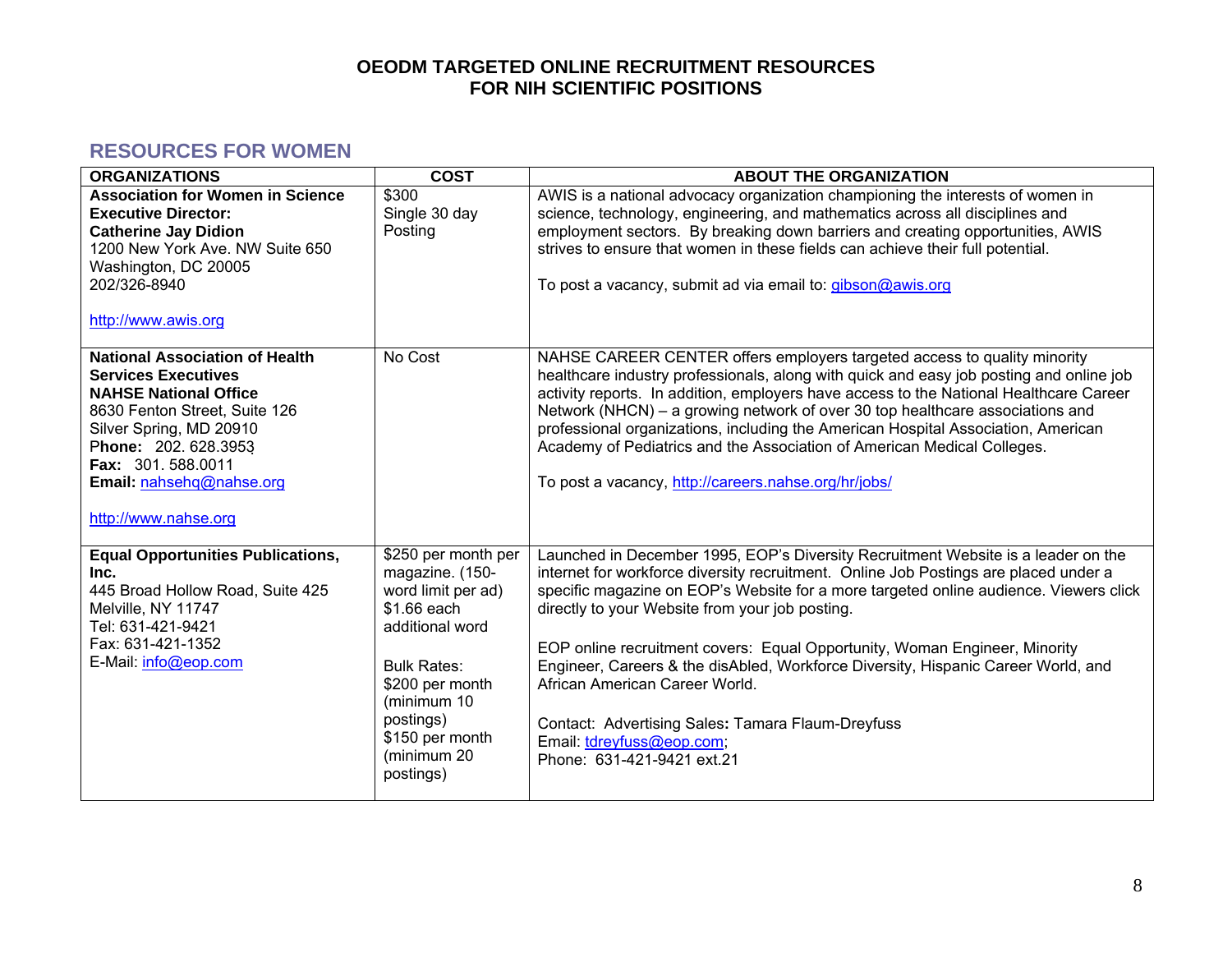# OEODM TARGETED ONLINE RECRUITMENT RESOURCES FOR NIH SCIENTIFIC POSITIONS

## RESOURCES FOR WOMEN

| ORGANIZATIONS | COST | ABOUT THE ORGANIZATION |
|---|---|---|
| **Association for Women in Science**<br>**Executive Director:**<br>**Catherine Jay Didion**<br>1200 New York Ave. NW Suite 650<br>Washington, DC 20005<br>202/326-8940<br><br>http://www.awis.org | $300<br>Single 30 day Posting | AWIS is a national advocacy organization championing the interests of women in science, technology, engineering, and mathematics across all disciplines and employment sectors. By breaking down barriers and creating opportunities, AWIS strives to ensure that women in these fields can achieve their full potential.<br><br>To post a vacancy, submit ad via email to: gibson@awis.org |
| **National Association of Health Services Executives**<br>**NAHSE National Office**<br>8630 Fenton Street, Suite 126<br>Silver Spring, MD 20910<br>**Phone:** 202. 628.3953<br>**Fax:** 301. 588.0011<br>**Email:** nahsehq@nahse.org<br><br>http://www.nahse.org | No Cost | NAHSE CAREER CENTER offers employers targeted access to quality minority healthcare industry professionals, along with quick and easy job posting and online job activity reports. In addition, employers have access to the National Healthcare Career Network (NHCN) – a growing network of over 30 top healthcare associations and professional organizations, including the American Hospital Association, American Academy of Pediatrics and the Association of American Medical Colleges.<br><br>To post a vacancy, http://careers.nahse.org/hr/jobs/ |
| **Equal Opportunities Publications, Inc.**<br>445 Broad Hollow Road, Suite 425<br>Melville, NY 11747<br>Tel: 631-421-9421<br>Fax: 631-421-1352<br>E-Mail: info@eop.com | $250 per month per magazine. (150-word limit per ad)<br>$1.66 each additional word<br><br>Bulk Rates:<br>$200 per month (minimum 10 postings)<br>$150 per month (minimum 20 postings) | Launched in December 1995, EOP's Diversity Recruitment Website is a leader on the internet for workforce diversity recruitment. Online Job Postings are placed under a specific magazine on EOP's Website for a more targeted online audience. Viewers click directly to your Website from your job posting.<br><br>EOP online recruitment covers: Equal Opportunity, Woman Engineer, Minority Engineer, Careers & the disAbled, Workforce Diversity, Hispanic Career World, and African American Career World.<br><br>Contact: Advertising Sales**:** Tamara Flaum-Dreyfuss<br>Email: tdreyfuss@eop.com;<br>Phone: 631-421-9421 ext.21 |